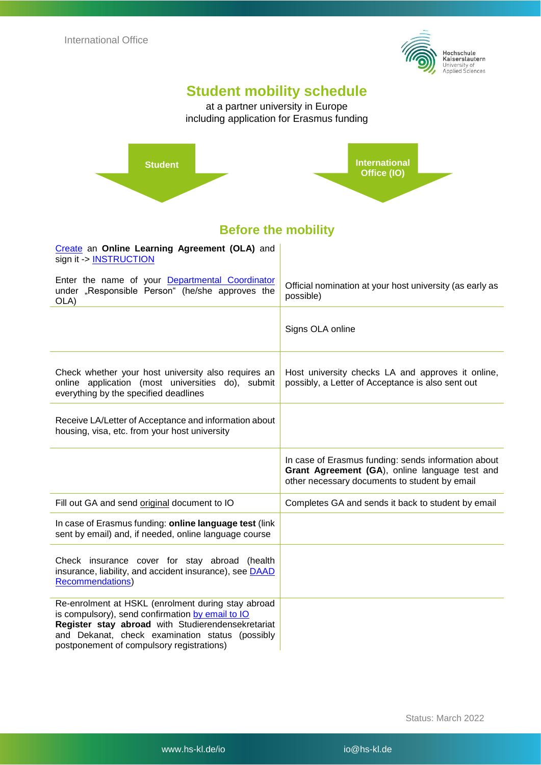International Office

# Student mobility schedule

at a partner university in Europe
including application for Erasmus funding

## Before the mobility

| Student | International Office (IO) |
| --- | --- |
| Create an **Online Learning Agreement (OLA)** and sign it -> INSTRUCTION<br><br>Enter the name of your Departmental Coordinator under „Responsible Person“ (he/she approves the OLA) | Official nomination at your host university (as early as possible) |
| | Signs OLA online |
| Check whether your host university also requires an online application (most universities do), submit everything by the specified deadlines | Host university checks LA and approves it online, possibly, a Letter of Acceptance is also sent out |
| Receive LA/Letter of Acceptance and information about housing, visa, etc. from your host university | |
| | In case of Erasmus funding: sends information about **Grant Agreement (GA)**, online language test and other necessary documents to student by email |
| Fill out GA and send original document to IO | Completes GA and sends it back to student by email |
| In case of Erasmus funding: **online language test** (link sent by email) and, if needed, online language course | |
| Check insurance cover for stay abroad (health insurance, liability, and accident insurance), see DAAD Recommendations) | |
| Re-enrolment at HSKL (enrolment during stay abroad is compulsory), send confirmation by email to IO<br>**Register stay abroad** with Studierendensekretariat and Dekanat, check examination status (possibly postponement of compulsory registrations) | |

Status: March 2022

www.hs-kl.de/io io@hs-kl.de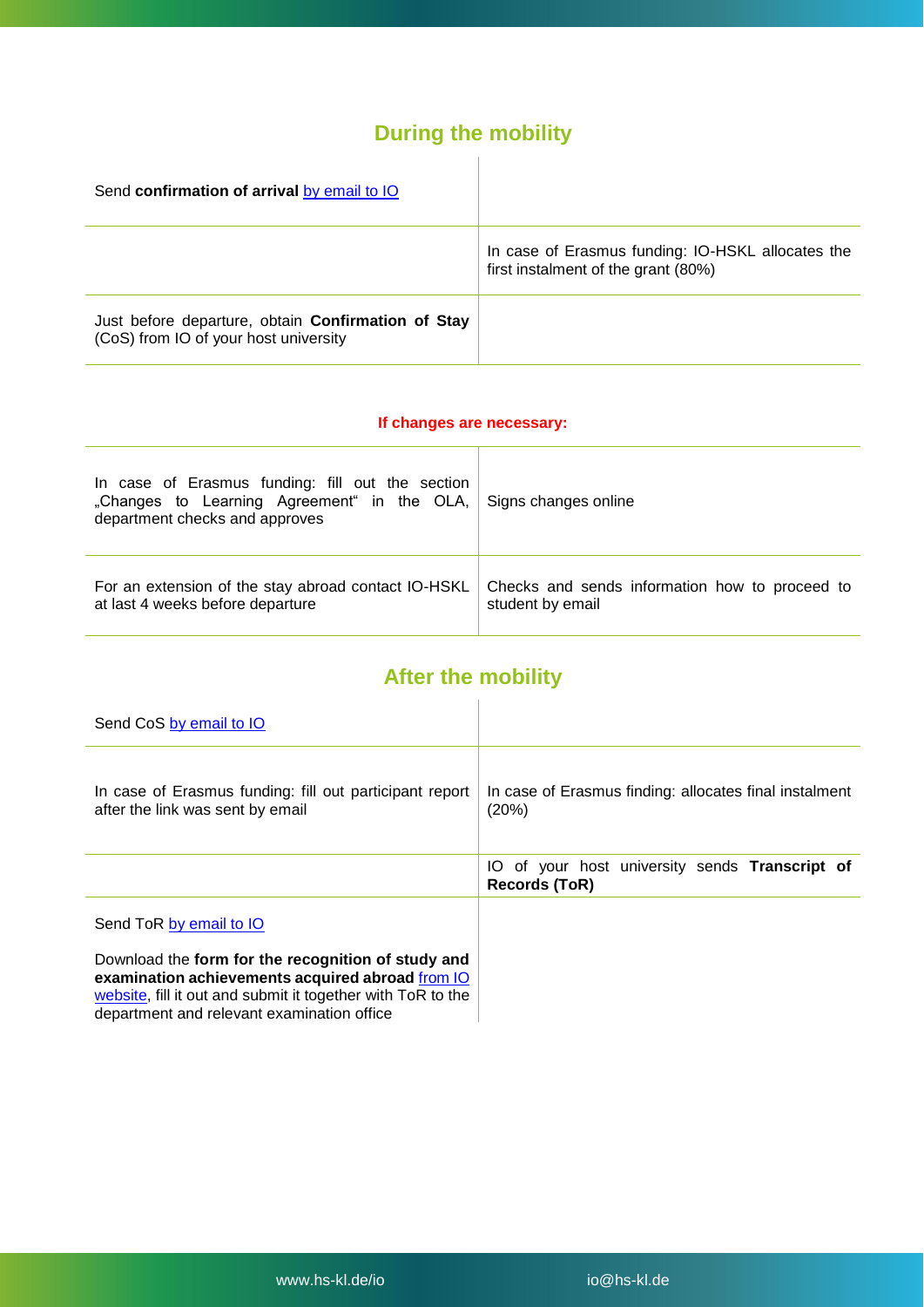## During the mobility

| | |
|---|---|
| Send **confirmation of arrival** by email to IO | |
| | In case of Erasmus funding: IO-HSKL allocates the first instalment of the grant (80%) |
| Just before departure, obtain **Confirmation of Stay** (CoS) from IO of your host university | |

**If changes are necessary:**

| | |
|---|---|
| In case of Erasmus funding: fill out the section „Changes to Learning Agreement“ in the OLA, department checks and approves | Signs changes online |
| For an extension of the stay abroad contact IO-HSKL at last 4 weeks before departure | Checks and sends information how to proceed to student by email |

## After the mobility

| | |
|---|---|
| Send CoS by email to IO | |
| In case of Erasmus funding: fill out participant report after the link was sent by email | In case of Erasmus finding: allocates final instalment (20%) |
| | IO of your host university sends **Transcript of Records (ToR)** |
| Send ToR by email to IO<br><br>Download the **form for the recognition of study and examination achievements acquired abroad** from IO website, fill it out and submit it together with ToR to the department and relevant examination office | |

www.hs-kl.de/io io@hs-kl.de